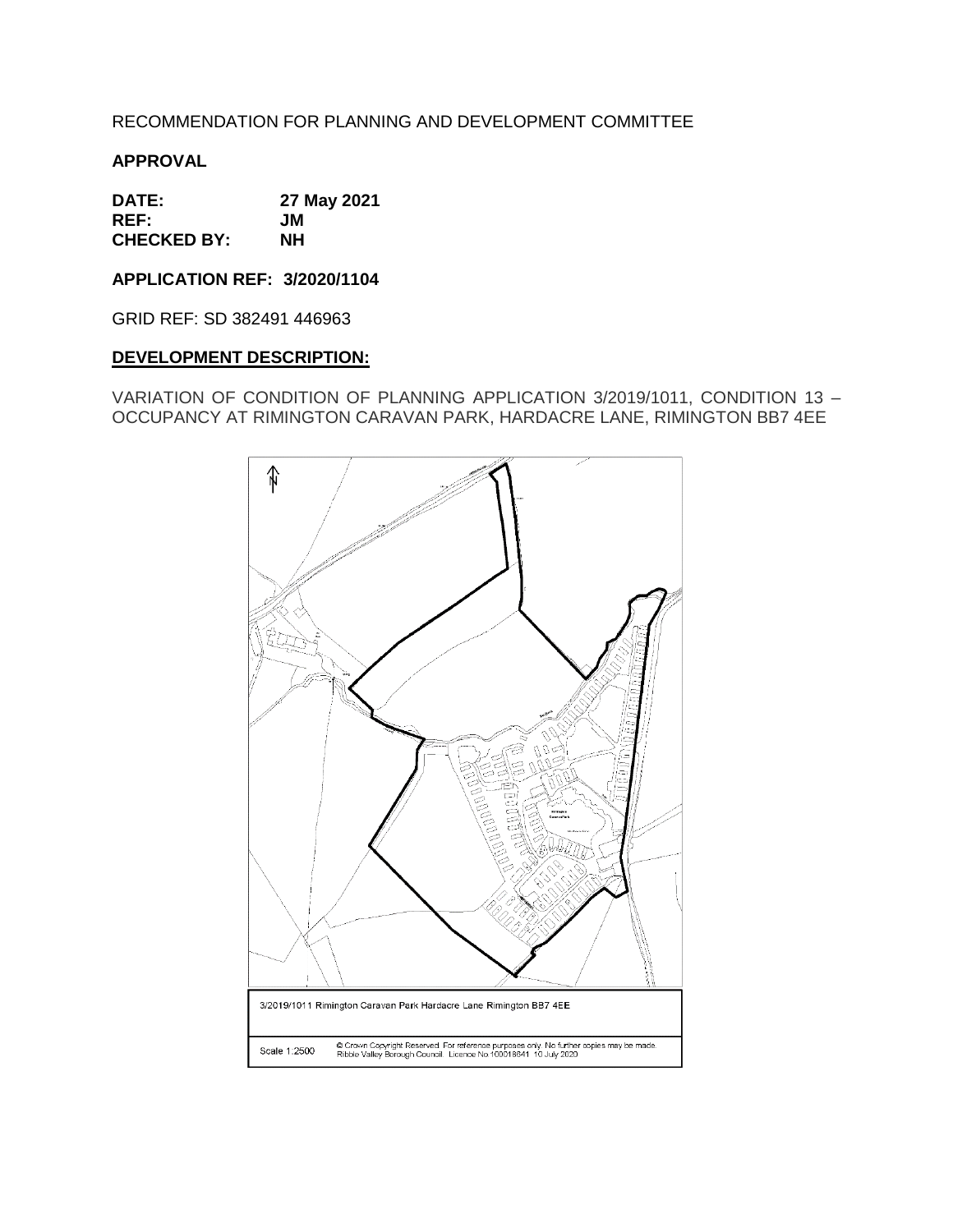RECOMMENDATION FOR PLANNING AND DEVELOPMENT COMMITTEE

**APPROVAL**

**DATE:** **27 May 2021**
**REF:** **JM**
**CHECKED BY:** **NH**

**APPLICATION REF: 3/2020/1104**

GRID REF: SD 382491 446963

## DEVELOPMENT DESCRIPTION:

VARIATION OF CONDITION OF PLANNING APPLICATION 3/2019/1011, CONDITION 13 – OCCUPANCY AT RIMINGTON CARAVAN PARK, HARDACRE LANE, RIMINGTON BB7 4EE

3/2019/1011 Rimington Caravan Park Hardacre Lane Rimington BB7 4EE

Scale 1:2500 © Crown Copyright Reserved. For reference purposes only. No further copies may be made. Ribble Valley Borough Council. Licence No 100018641 10 July 2020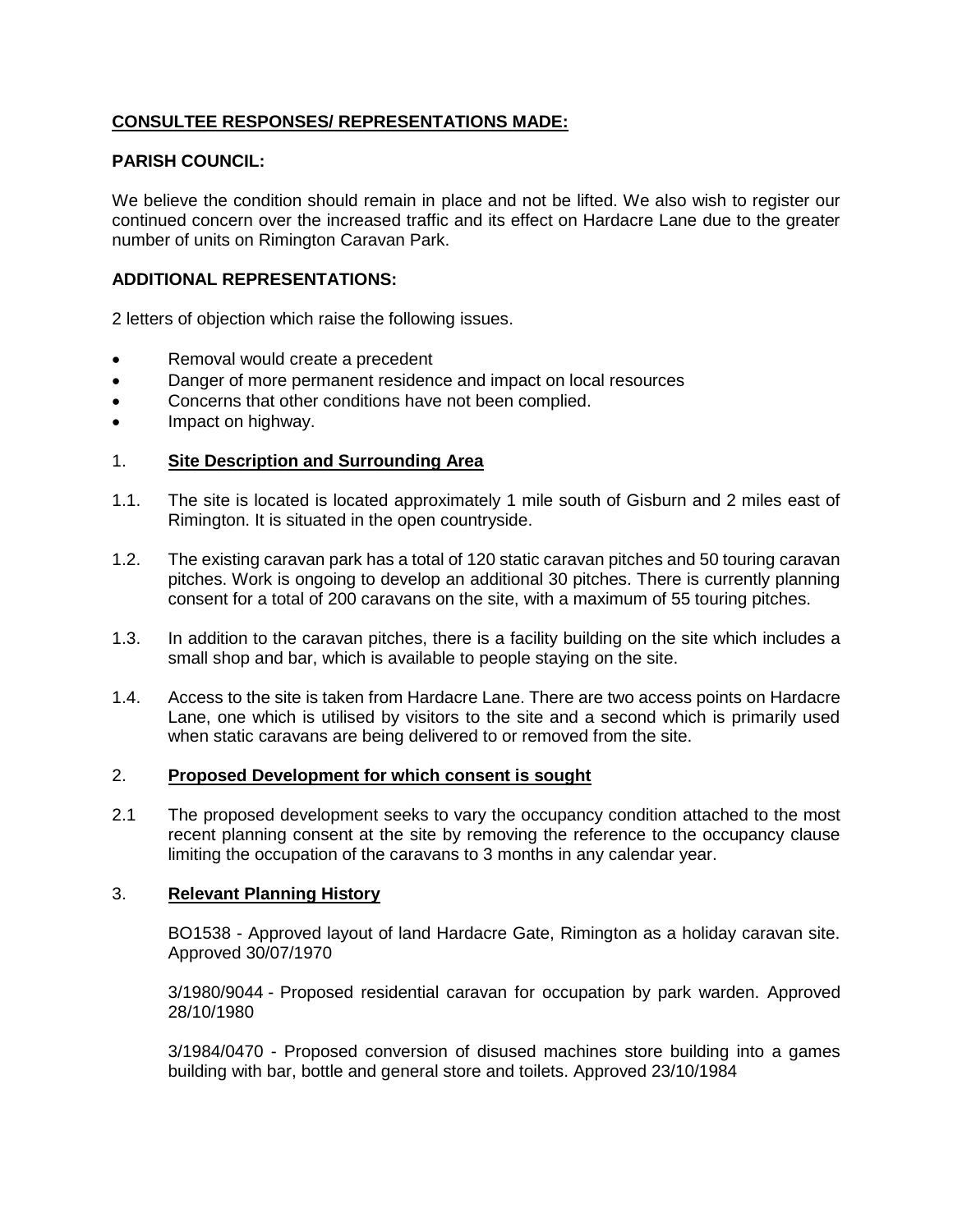**CONSULTEE RESPONSES/ REPRESENTATIONS MADE:**

**PARISH COUNCIL:**

We believe the condition should remain in place and not be lifted. We also wish to register our continued concern over the increased traffic and its effect on Hardacre Lane due to the greater number of units on Rimington Caravan Park.

**ADDITIONAL REPRESENTATIONS:**

2 letters of objection which raise the following issues.

- Removal would create a precedent
- Danger of more permanent residence and impact on local resources
- Concerns that other conditions have not been complied.
- Impact on highway.

## 1. Site Description and Surrounding Area

1.1. The site is located is located approximately 1 mile south of Gisburn and 2 miles east of Rimington. It is situated in the open countryside.

1.2. The existing caravan park has a total of 120 static caravan pitches and 50 touring caravan pitches. Work is ongoing to develop an additional 30 pitches. There is currently planning consent for a total of 200 caravans on the site, with a maximum of 55 touring pitches.

1.3. In addition to the caravan pitches, there is a facility building on the site which includes a small shop and bar, which is available to people staying on the site.

1.4. Access to the site is taken from Hardacre Lane. There are two access points on Hardacre Lane, one which is utilised by visitors to the site and a second which is primarily used when static caravans are being delivered to or removed from the site.

## 2. Proposed Development for which consent is sought

2.1 The proposed development seeks to vary the occupancy condition attached to the most recent planning consent at the site by removing the reference to the occupancy clause limiting the occupation of the caravans to 3 months in any calendar year.

## 3. Relevant Planning History

BO1538 - Approved layout of land Hardacre Gate, Rimington as a holiday caravan site. Approved 30/07/1970

3/1980/9044 - Proposed residential caravan for occupation by park warden. Approved 28/10/1980

3/1984/0470 - Proposed conversion of disused machines store building into a games building with bar, bottle and general store and toilets. Approved 23/10/1984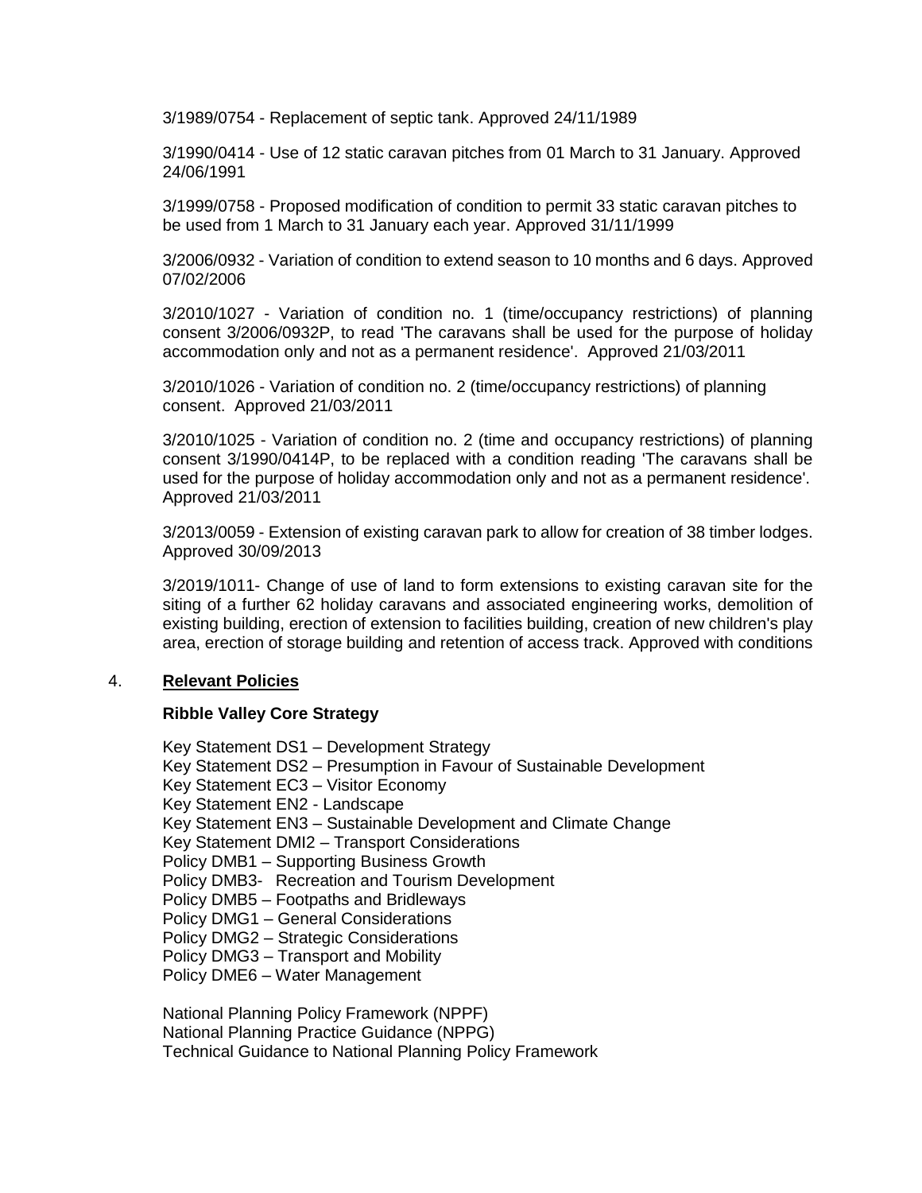3/1989/0754 - Replacement of septic tank. Approved 24/11/1989

3/1990/0414 - Use of 12 static caravan pitches from 01 March to 31 January. Approved 24/06/1991

3/1999/0758 - Proposed modification of condition to permit 33 static caravan pitches to be used from 1 March to 31 January each year. Approved 31/11/1999

3/2006/0932 - Variation of condition to extend season to 10 months and 6 days. Approved 07/02/2006

3/2010/1027 - Variation of condition no. 1 (time/occupancy restrictions) of planning consent 3/2006/0932P, to read 'The caravans shall be used for the purpose of holiday accommodation only and not as a permanent residence'. Approved 21/03/2011

3/2010/1026 - Variation of condition no. 2 (time/occupancy restrictions) of planning consent. Approved 21/03/2011

3/2010/1025 - Variation of condition no. 2 (time and occupancy restrictions) of planning consent 3/1990/0414P, to be replaced with a condition reading 'The caravans shall be used for the purpose of holiday accommodation only and not as a permanent residence'. Approved 21/03/2011

3/2013/0059 - Extension of existing caravan park to allow for creation of 38 timber lodges. Approved 30/09/2013

3/2019/1011- Change of use of land to form extensions to existing caravan site for the siting of a further 62 holiday caravans and associated engineering works, demolition of existing building, erection of extension to facilities building, creation of new children's play area, erection of storage building and retention of access track. Approved with conditions

## 4. Relevant Policies

**Ribble Valley Core Strategy**

Key Statement DS1 – Development Strategy
Key Statement DS2 – Presumption in Favour of Sustainable Development
Key Statement EC3 – Visitor Economy
Key Statement EN2 - Landscape
Key Statement EN3 – Sustainable Development and Climate Change
Key Statement DMI2 – Transport Considerations
Policy DMB1 – Supporting Business Growth
Policy DMB3- Recreation and Tourism Development
Policy DMB5 – Footpaths and Bridleways
Policy DMG1 – General Considerations
Policy DMG2 – Strategic Considerations
Policy DMG3 – Transport and Mobility
Policy DME6 – Water Management

National Planning Policy Framework (NPPF)
National Planning Practice Guidance (NPPG)
Technical Guidance to National Planning Policy Framework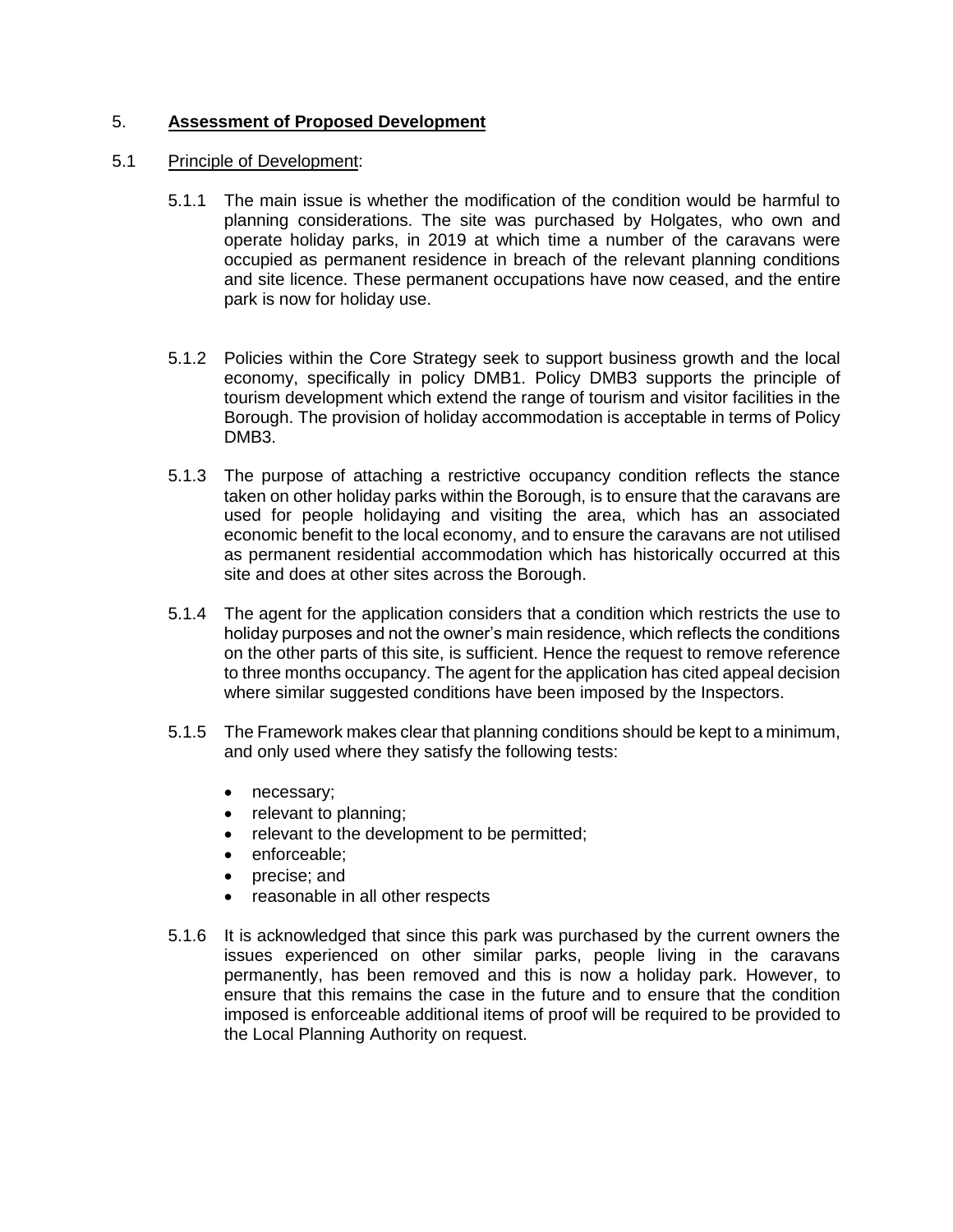## 5. **Assessment of Proposed Development**

### 5.1 Principle of Development:

5.1.1 The main issue is whether the modification of the condition would be harmful to planning considerations. The site was purchased by Holgates, who own and operate holiday parks, in 2019 at which time a number of the caravans were occupied as permanent residence in breach of the relevant planning conditions and site licence. These permanent occupations have now ceased, and the entire park is now for holiday use.

5.1.2 Policies within the Core Strategy seek to support business growth and the local economy, specifically in policy DMB1. Policy DMB3 supports the principle of tourism development which extend the range of tourism and visitor facilities in the Borough. The provision of holiday accommodation is acceptable in terms of Policy DMB3.

5.1.3 The purpose of attaching a restrictive occupancy condition reflects the stance taken on other holiday parks within the Borough, is to ensure that the caravans are used for people holidaying and visiting the area, which has an associated economic benefit to the local economy, and to ensure the caravans are not utilised as permanent residential accommodation which has historically occurred at this site and does at other sites across the Borough.

5.1.4 The agent for the application considers that a condition which restricts the use to holiday purposes and not the owner's main residence, which reflects the conditions on the other parts of this site, is sufficient. Hence the request to remove reference to three months occupancy. The agent for the application has cited appeal decision where similar suggested conditions have been imposed by the Inspectors.

5.1.5 The Framework makes clear that planning conditions should be kept to a minimum, and only used where they satisfy the following tests:

- necessary;
- relevant to planning;
- relevant to the development to be permitted;
- enforceable;
- precise; and
- reasonable in all other respects

5.1.6 It is acknowledged that since this park was purchased by the current owners the issues experienced on other similar parks, people living in the caravans permanently, has been removed and this is now a holiday park. However, to ensure that this remains the case in the future and to ensure that the condition imposed is enforceable additional items of proof will be required to be provided to the Local Planning Authority on request.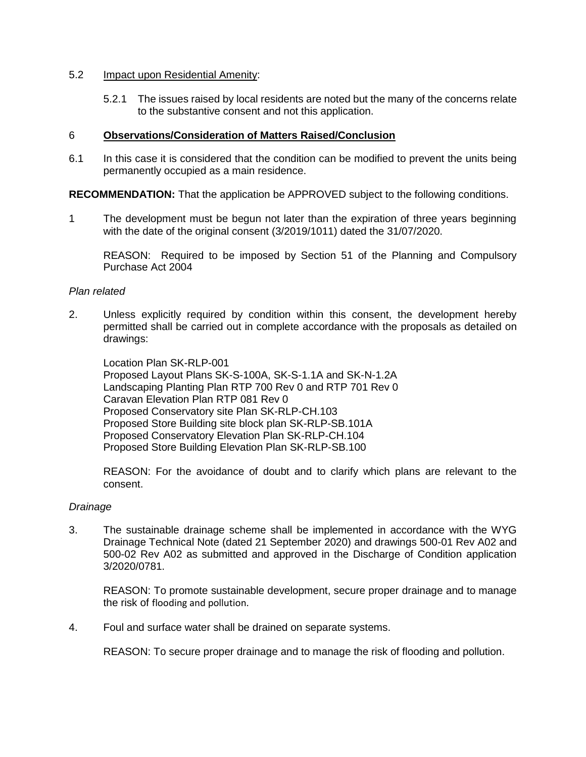5.2 Impact upon Residential Amenity:

5.2.1 The issues raised by local residents are noted but the many of the concerns relate to the substantive consent and not this application.

## 6 Observations/Consideration of Matters Raised/Conclusion

6.1 In this case it is considered that the condition can be modified to prevent the units being permanently occupied as a main residence.

**RECOMMENDATION:** That the application be APPROVED subject to the following conditions.

1 The development must be begun not later than the expiration of three years beginning with the date of the original consent (3/2019/1011) dated the 31/07/2020.

REASON: Required to be imposed by Section 51 of the Planning and Compulsory Purchase Act 2004

*Plan related*

2. Unless explicitly required by condition within this consent, the development hereby permitted shall be carried out in complete accordance with the proposals as detailed on drawings:

Location Plan SK-RLP-001
Proposed Layout Plans SK-S-100A, SK-S-1.1A and SK-N-1.2A
Landscaping Planting Plan RTP 700 Rev 0 and RTP 701 Rev 0
Caravan Elevation Plan RTP 081 Rev 0
Proposed Conservatory site Plan SK-RLP-CH.103
Proposed Store Building site block plan SK-RLP-SB.101A
Proposed Conservatory Elevation Plan SK-RLP-CH.104
Proposed Store Building Elevation Plan SK-RLP-SB.100

REASON: For the avoidance of doubt and to clarify which plans are relevant to the consent.

*Drainage*

3. The sustainable drainage scheme shall be implemented in accordance with the WYG Drainage Technical Note (dated 21 September 2020) and drawings 500-01 Rev A02 and 500-02 Rev A02 as submitted and approved in the Discharge of Condition application 3/2020/0781.

REASON: To promote sustainable development, secure proper drainage and to manage the risk of flooding and pollution.

4. Foul and surface water shall be drained on separate systems.

REASON: To secure proper drainage and to manage the risk of flooding and pollution.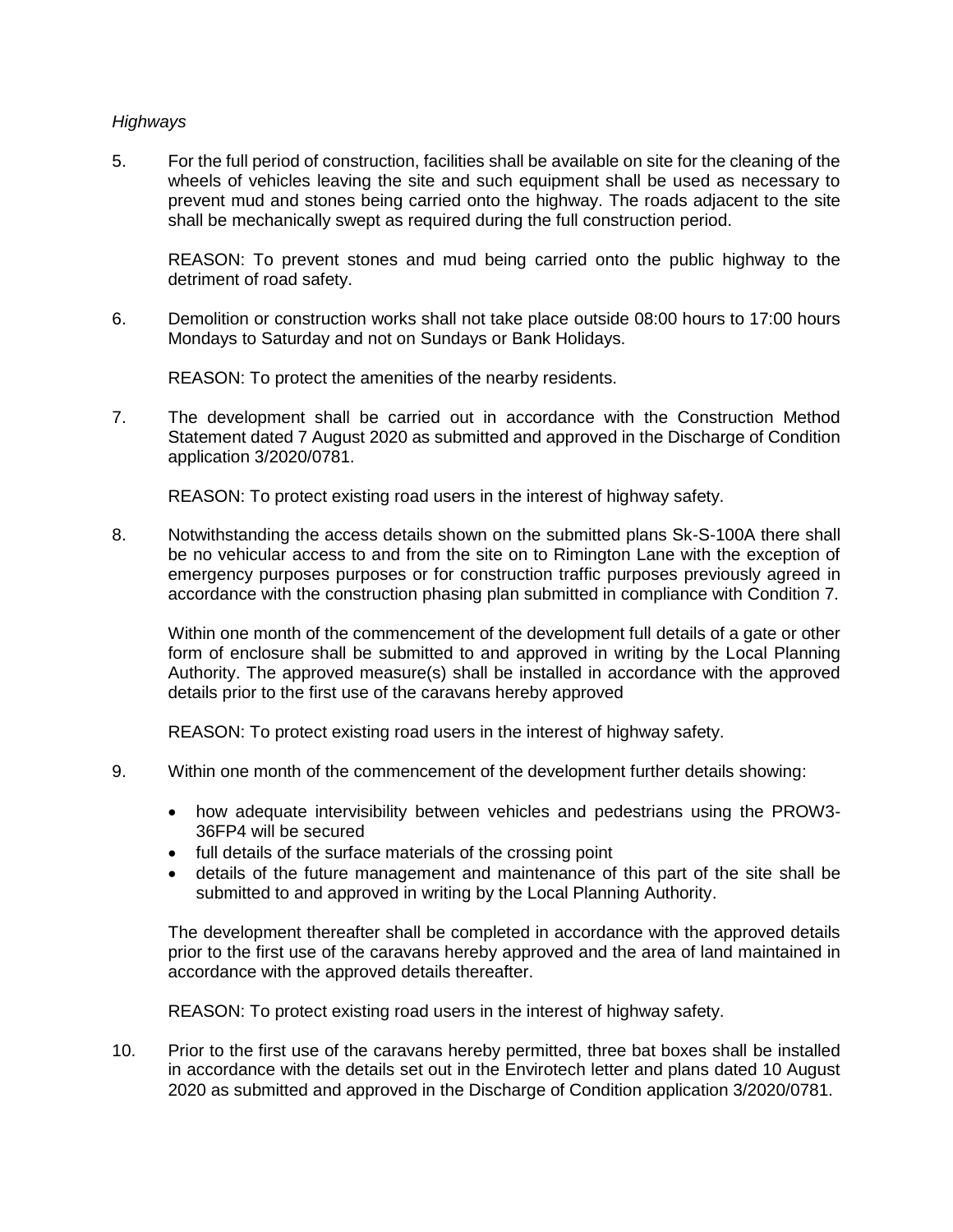*Highways*

5. For the full period of construction, facilities shall be available on site for the cleaning of the wheels of vehicles leaving the site and such equipment shall be used as necessary to prevent mud and stones being carried onto the highway. The roads adjacent to the site shall be mechanically swept as required during the full construction period.

   REASON: To prevent stones and mud being carried onto the public highway to the detriment of road safety.

6. Demolition or construction works shall not take place outside 08:00 hours to 17:00 hours Mondays to Saturday and not on Sundays or Bank Holidays.

   REASON: To protect the amenities of the nearby residents.

7. The development shall be carried out in accordance with the Construction Method Statement dated 7 August 2020 as submitted and approved in the Discharge of Condition application 3/2020/0781.

   REASON: To protect existing road users in the interest of highway safety.

8. Notwithstanding the access details shown on the submitted plans Sk-S-100A there shall be no vehicular access to and from the site on to Rimington Lane with the exception of emergency purposes purposes or for construction traffic purposes previously agreed in accordance with the construction phasing plan submitted in compliance with Condition 7.

   Within one month of the commencement of the development full details of a gate or other form of enclosure shall be submitted to and approved in writing by the Local Planning Authority. The approved measure(s) shall be installed in accordance with the approved details prior to the first use of the caravans hereby approved

   REASON: To protect existing road users in the interest of highway safety.

9. Within one month of the commencement of the development further details showing:

   - how adequate intervisibility between vehicles and pedestrians using the PROW3-36FP4 will be secured
   - full details of the surface materials of the crossing point
   - details of the future management and maintenance of this part of the site shall be submitted to and approved in writing by the Local Planning Authority.

   The development thereafter shall be completed in accordance with the approved details prior to the first use of the caravans hereby approved and the area of land maintained in accordance with the approved details thereafter.

   REASON: To protect existing road users in the interest of highway safety.

10. Prior to the first use of the caravans hereby permitted, three bat boxes shall be installed in accordance with the details set out in the Envirotech letter and plans dated 10 August 2020 as submitted and approved in the Discharge of Condition application 3/2020/0781.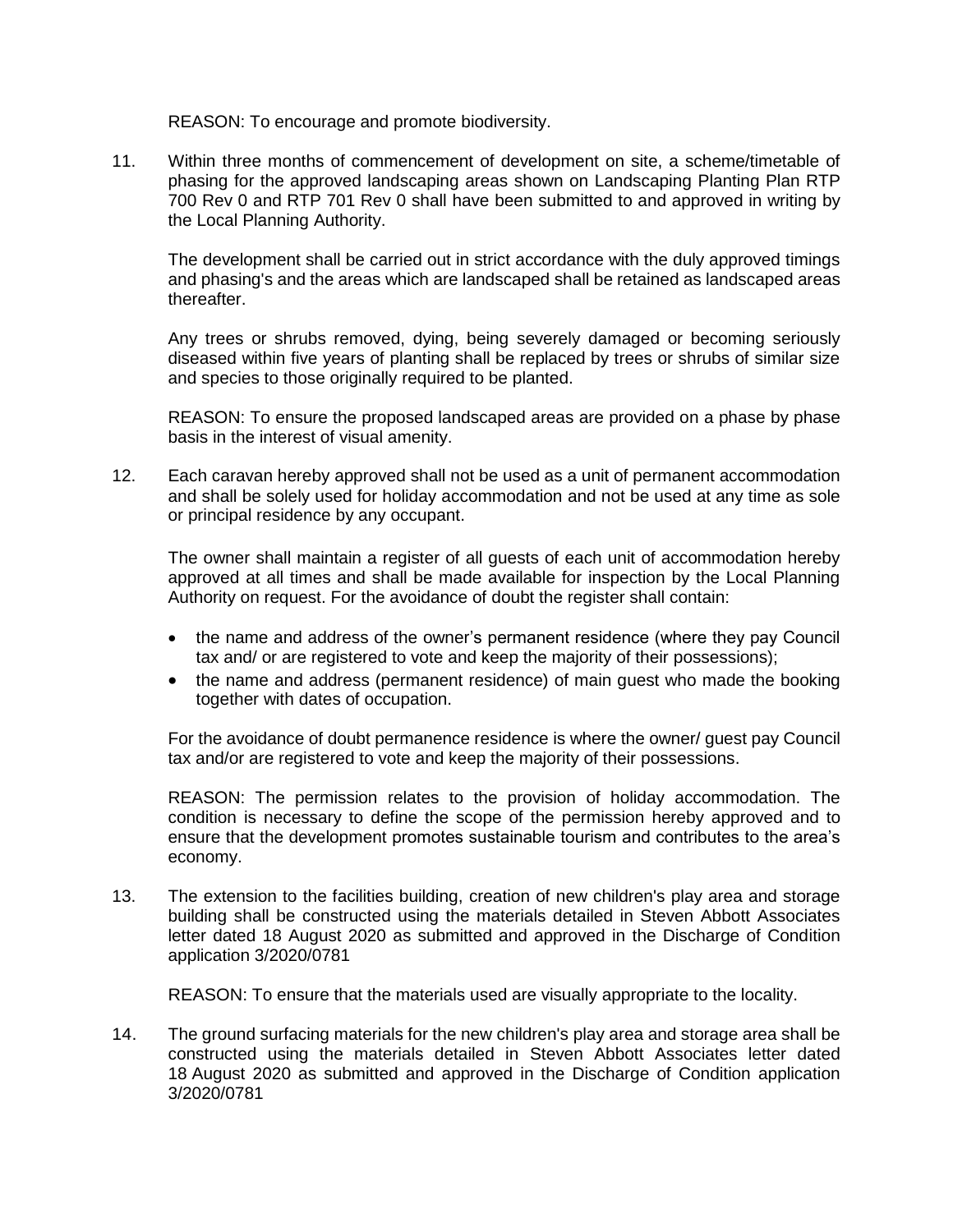REASON: To encourage and promote biodiversity.

11. Within three months of commencement of development on site, a scheme/timetable of phasing for the approved landscaping areas shown on Landscaping Planting Plan RTP 700 Rev 0 and RTP 701 Rev 0 shall have been submitted to and approved in writing by the Local Planning Authority.

    The development shall be carried out in strict accordance with the duly approved timings and phasing's and the areas which are landscaped shall be retained as landscaped areas thereafter.

    Any trees or shrubs removed, dying, being severely damaged or becoming seriously diseased within five years of planting shall be replaced by trees or shrubs of similar size and species to those originally required to be planted.

    REASON: To ensure the proposed landscaped areas are provided on a phase by phase basis in the interest of visual amenity.

12. Each caravan hereby approved shall not be used as a unit of permanent accommodation and shall be solely used for holiday accommodation and not be used at any time as sole or principal residence by any occupant.

    The owner shall maintain a register of all guests of each unit of accommodation hereby approved at all times and shall be made available for inspection by the Local Planning Authority on request. For the avoidance of doubt the register shall contain:

    - the name and address of the owner's permanent residence (where they pay Council tax and/ or are registered to vote and keep the majority of their possessions);
    - the name and address (permanent residence) of main guest who made the booking together with dates of occupation.

    For the avoidance of doubt permanence residence is where the owner/ guest pay Council tax and/or are registered to vote and keep the majority of their possessions.

    REASON: The permission relates to the provision of holiday accommodation. The condition is necessary to define the scope of the permission hereby approved and to ensure that the development promotes sustainable tourism and contributes to the area's economy.

13. The extension to the facilities building, creation of new children's play area and storage building shall be constructed using the materials detailed in Steven Abbott Associates letter dated 18 August 2020 as submitted and approved in the Discharge of Condition application 3/2020/0781

    REASON: To ensure that the materials used are visually appropriate to the locality.

14. The ground surfacing materials for the new children's play area and storage area shall be constructed using the materials detailed in Steven Abbott Associates letter dated 18 August 2020 as submitted and approved in the Discharge of Condition application 3/2020/0781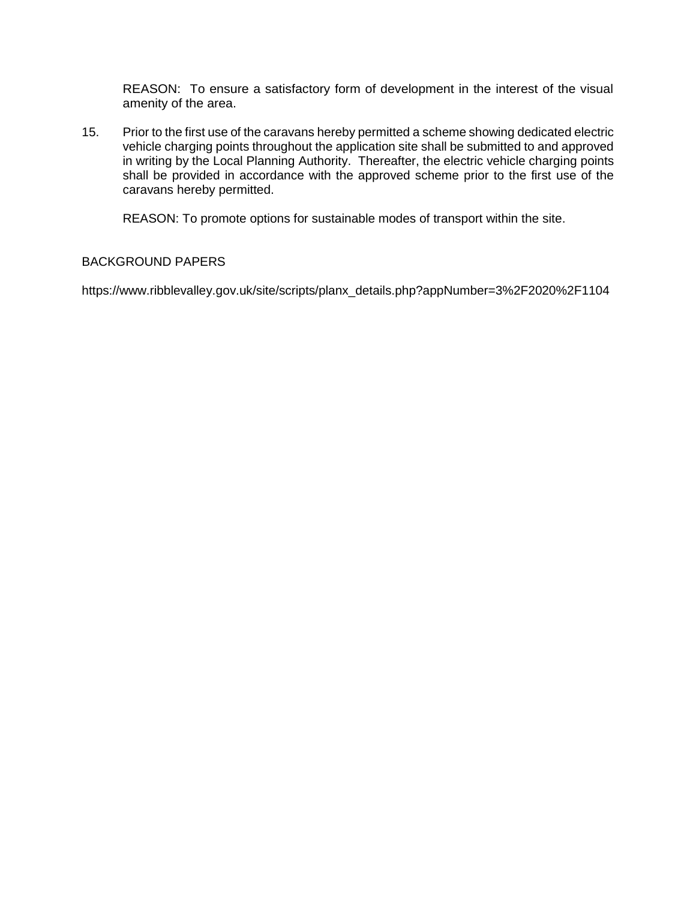REASON: To ensure a satisfactory form of development in the interest of the visual amenity of the area.

15. Prior to the first use of the caravans hereby permitted a scheme showing dedicated electric vehicle charging points throughout the application site shall be submitted to and approved in writing by the Local Planning Authority. Thereafter, the electric vehicle charging points shall be provided in accordance with the approved scheme prior to the first use of the caravans hereby permitted.

    REASON: To promote options for sustainable modes of transport within the site.

BACKGROUND PAPERS

https://www.ribblevalley.gov.uk/site/scripts/planx_details.php?appNumber=3%2F2020%2F1104